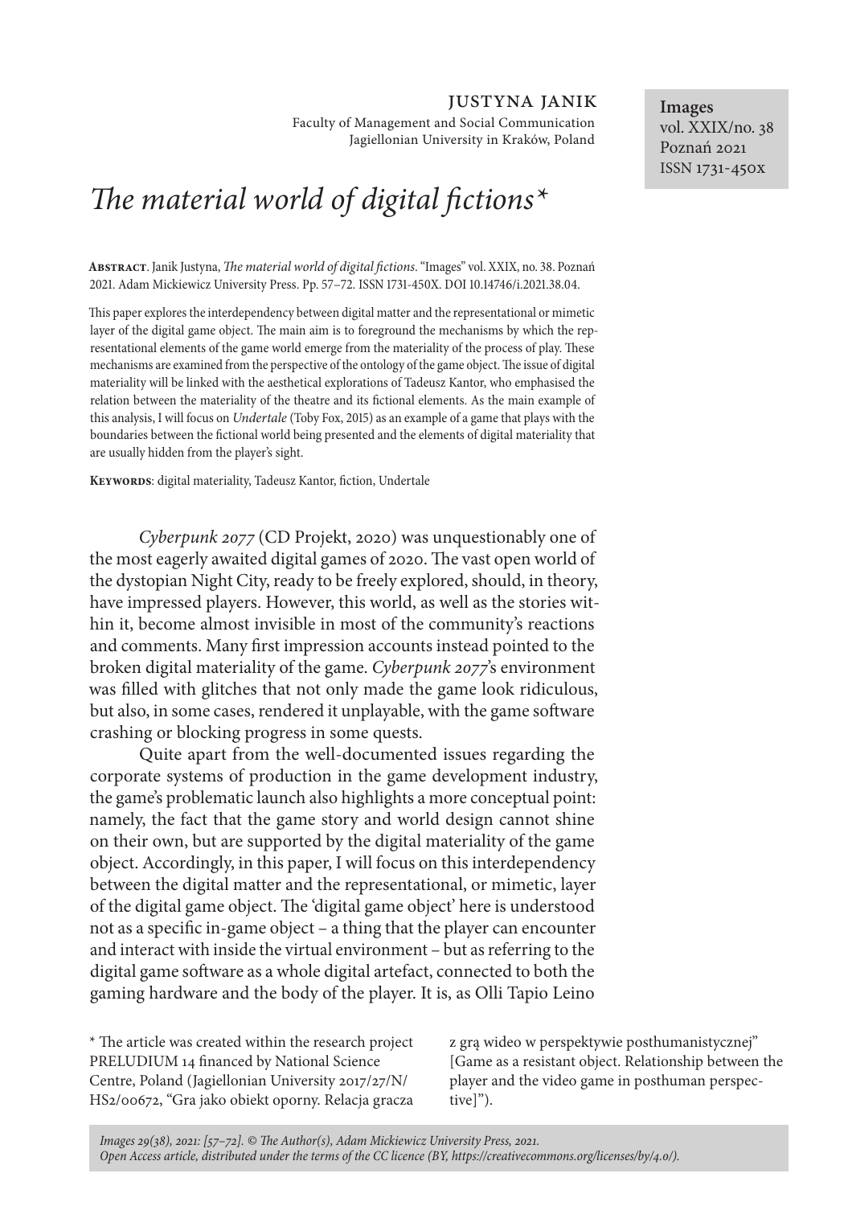JUSTYNA JANIK

Faculty of Management and Social Communication
Jagiellonian University in Kraków, Poland

**Images**
vol. XXIX/no. 38
Poznań 2021
ISSN 1731-450X

# *The material world of digital fictions**

**Abstract**. Janik Justyna, *The material world of digital fictions*. "Images" vol. XXIX, no. 38. Poznań 2021. Adam Mickiewicz University Press. Pp. 57–72. ISSN 1731-450X. DOI 10.14746/i.2021.38.04.

This paper explores the interdependency between digital matter and the representational or mimetic layer of the digital game object. The main aim is to foreground the mechanisms by which the representational elements of the game world emerge from the materiality of the process of play. These mechanisms are examined from the perspective of the ontology of the game object. The issue of digital materiality will be linked with the aesthetical explorations of Tadeusz Kantor, who emphasised the relation between the materiality of the theatre and its fictional elements. As the main example of this analysis, I will focus on *Undertale* (Toby Fox, 2015) as an example of a game that plays with the boundaries between the fictional world being presented and the elements of digital materiality that are usually hidden from the player's sight.

**Keywords**: digital materiality, Tadeusz Kantor, fiction, Undertale

*Cyberpunk 2077* (CD Projekt, 2020) was unquestionably one of the most eagerly awaited digital games of 2020. The vast open world of the dystopian Night City, ready to be freely explored, should, in theory, have impressed players. However, this world, as well as the stories within it, become almost invisible in most of the community's reactions and comments. Many first impression accounts instead pointed to the broken digital materiality of the game. *Cyberpunk 2077*'s environment was filled with glitches that not only made the game look ridiculous, but also, in some cases, rendered it unplayable, with the game software crashing or blocking progress in some quests.

Quite apart from the well-documented issues regarding the corporate systems of production in the game development industry, the game's problematic launch also highlights a more conceptual point: namely, the fact that the game story and world design cannot shine on their own, but are supported by the digital materiality of the game object. Accordingly, in this paper, I will focus on this interdependency between the digital matter and the representational, or mimetic, layer of the digital game object. The 'digital game object' here is understood not as a specific in-game object – a thing that the player can encounter and interact with inside the virtual environment – but as referring to the digital game software as a whole digital artefact, connected to both the gaming hardware and the body of the player. It is, as Olli Tapio Leino

\* The article was created within the research project PRELUDIUM 14 financed by National Science Centre, Poland (Jagiellonian University 2017/27/N/HS2/00672, "Gra jako obiekt oporny. Relacja gracza z grą wideo w perspektywie posthumanistycznej" [Game as a resistant object. Relationship between the player and the video game in posthuman perspective]").

*Images 29(38), 2021: [57–72]. © The Author(s), Adam Mickiewicz University Press, 2021.*
*Open Access article, distributed under the terms of the CC licence (BY, https://creativecommons.org/licenses/by/4.0/).*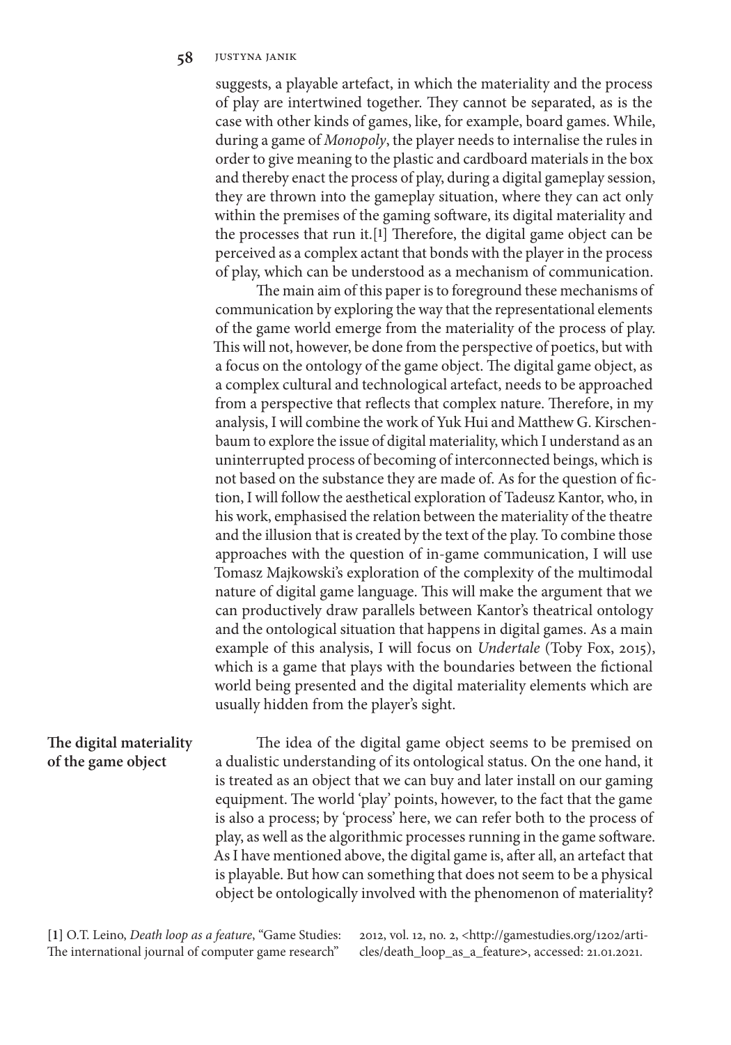suggests, a playable artefact, in which the materiality and the process of play are intertwined together. They cannot be separated, as is the case with other kinds of games, like, for example, board games. While, during a game of *Monopoly*, the player needs to internalise the rules in order to give meaning to the plastic and cardboard materials in the box and thereby enact the process of play, during a digital gameplay session, they are thrown into the gameplay situation, where they can act only within the premises of the gaming software, its digital materiality and the processes that run it.[1] Therefore, the digital game object can be perceived as a complex actant that bonds with the player in the process of play, which can be understood as a mechanism of communication.

The main aim of this paper is to foreground these mechanisms of communication by exploring the way that the representational elements of the game world emerge from the materiality of the process of play. This will not, however, be done from the perspective of poetics, but with a focus on the ontology of the game object. The digital game object, as a complex cultural and technological artefact, needs to be approached from a perspective that reflects that complex nature. Therefore, in my analysis, I will combine the work of Yuk Hui and Matthew G. Kirschenbaum to explore the issue of digital materiality, which I understand as an uninterrupted process of becoming of interconnected beings, which is not based on the substance they are made of. As for the question of fiction, I will follow the aesthetical exploration of Tadeusz Kantor, who, in his work, emphasised the relation between the materiality of the theatre and the illusion that is created by the text of the play. To combine those approaches with the question of in-game communication, I will use Tomasz Majkowski's exploration of the complexity of the multimodal nature of digital game language. This will make the argument that we can productively draw parallels between Kantor's theatrical ontology and the ontological situation that happens in digital games. As a main example of this analysis, I will focus on *Undertale* (Toby Fox, 2015), which is a game that plays with the boundaries between the fictional world being presented and the digital materiality elements which are usually hidden from the player's sight.

## The digital materiality of the game object

The idea of the digital game object seems to be premised on a dualistic understanding of its ontological status. On the one hand, it is treated as an object that we can buy and later install on our gaming equipment. The world 'play' points, however, to the fact that the game is also a process; by 'process' here, we can refer both to the process of play, as well as the algorithmic processes running in the game software. As I have mentioned above, the digital game is, after all, an artefact that is playable. But how can something that does not seem to be a physical object be ontologically involved with the phenomenon of materiality?

[1] O.T. Leino, *Death loop as a feature*, "Game Studies: The international journal of computer game research" 2012, vol. 12, no. 2, <http://gamestudies.org/1202/articles/death_loop_as_a_feature>, accessed: 21.01.2021.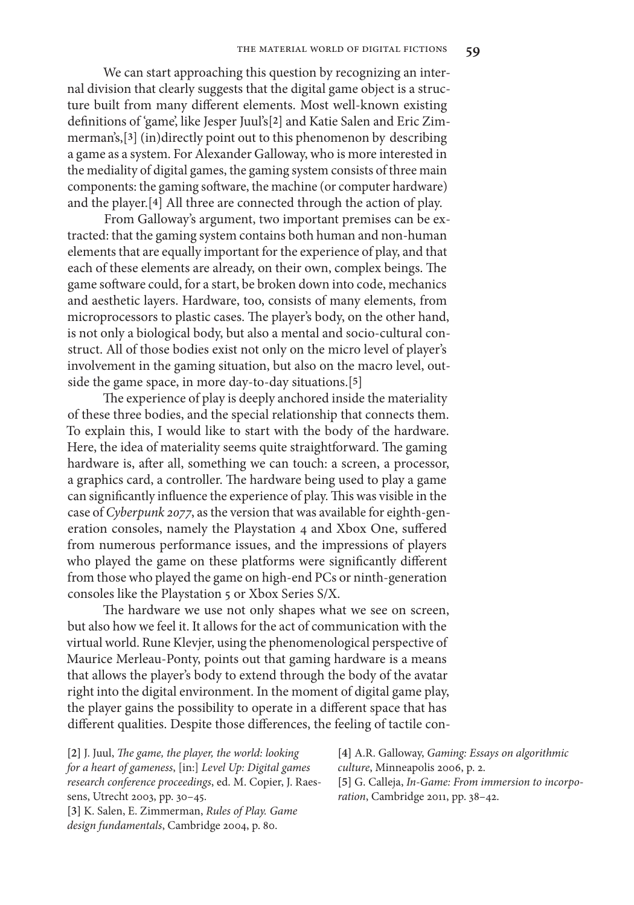We can start approaching this question by recognizing an internal division that clearly suggests that the digital game object is a structure built from many different elements. Most well-known existing definitions of 'game', like Jesper Juul's[2] and Katie Salen and Eric Zimmerman's,[3] (in)directly point out to this phenomenon by describing a game as a system. For Alexander Galloway, who is more interested in the mediality of digital games, the gaming system consists of three main components: the gaming software, the machine (or computer hardware) and the player.[4] All three are connected through the action of play.

From Galloway's argument, two important premises can be extracted: that the gaming system contains both human and non-human elements that are equally important for the experience of play, and that each of these elements are already, on their own, complex beings. The game software could, for a start, be broken down into code, mechanics and aesthetic layers. Hardware, too, consists of many elements, from microprocessors to plastic cases. The player's body, on the other hand, is not only a biological body, but also a mental and socio-cultural construct. All of those bodies exist not only on the micro level of player's involvement in the gaming situation, but also on the macro level, outside the game space, in more day-to-day situations.[5]

The experience of play is deeply anchored inside the materiality of these three bodies, and the special relationship that connects them. To explain this, I would like to start with the body of the hardware. Here, the idea of materiality seems quite straightforward. The gaming hardware is, after all, something we can touch: a screen, a processor, a graphics card, a controller. The hardware being used to play a game can significantly influence the experience of play. This was visible in the case of *Cyberpunk 2077*, as the version that was available for eighth-generation consoles, namely the Playstation 4 and Xbox One, suffered from numerous performance issues, and the impressions of players who played the game on these platforms were significantly different from those who played the game on high-end PCs or ninth-generation consoles like the Playstation 5 or Xbox Series S/X.

The hardware we use not only shapes what we see on screen, but also how we feel it. It allows for the act of communication with the virtual world. Rune Klevjer, using the phenomenological perspective of Maurice Merleau-Ponty, points out that gaming hardware is a means that allows the player's body to extend through the body of the avatar right into the digital environment. In the moment of digital game play, the player gains the possibility to operate in a different space that has different qualities. Despite those differences, the feeling of tactile con-

[2] J. Juul, *The game, the player, the world: looking for a heart of gameness*, [in:] *Level Up: Digital games research conference proceedings*, ed. M. Copier, J. Raessens, Utrecht 2003, pp. 30–45.

[3] K. Salen, E. Zimmerman, *Rules of Play. Game design fundamentals*, Cambridge 2004, p. 80.

[4] A.R. Galloway, *Gaming: Essays on algorithmic culture*, Minneapolis 2006, p. 2.

[5] G. Calleja, *In-Game: From immersion to incorporation*, Cambridge 2011, pp. 38–42.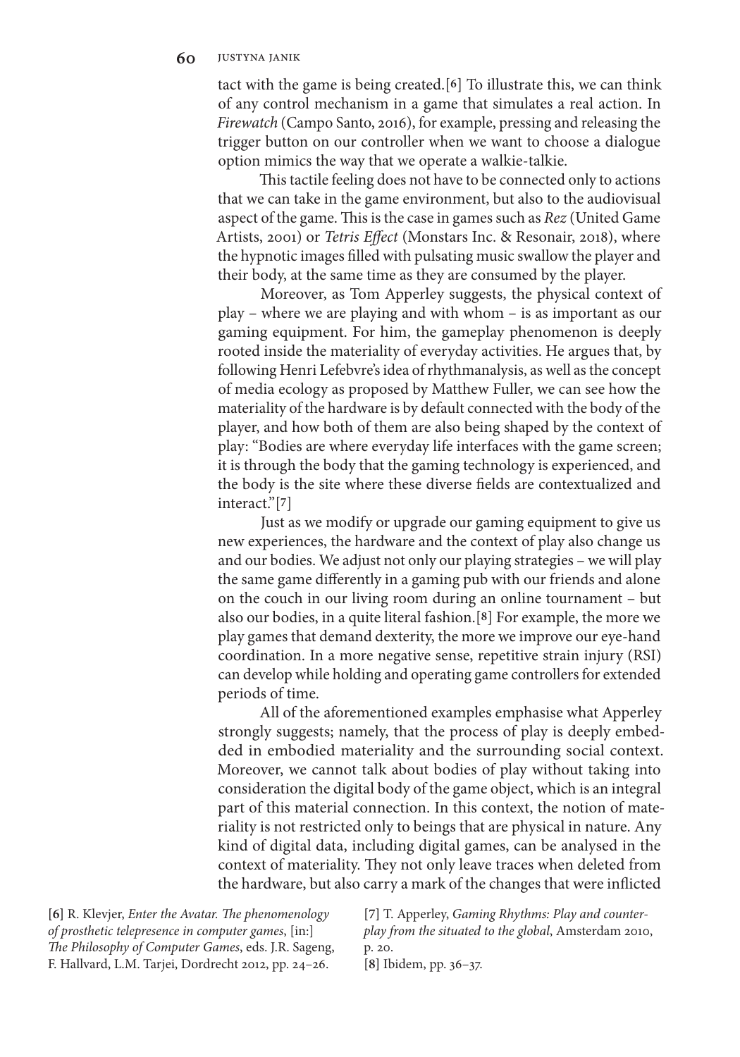tact with the game is being created.[6] To illustrate this, we can think of any control mechanism in a game that simulates a real action. In *Firewatch* (Campo Santo, 2016), for example, pressing and releasing the trigger button on our controller when we want to choose a dialogue option mimics the way that we operate a walkie-talkie.

This tactile feeling does not have to be connected only to actions that we can take in the game environment, but also to the audiovisual aspect of the game. This is the case in games such as *Rez* (United Game Artists, 2001) or *Tetris Effect* (Monstars Inc. & Resonair, 2018), where the hypnotic images filled with pulsating music swallow the player and their body, at the same time as they are consumed by the player.

Moreover, as Tom Apperley suggests, the physical context of play – where we are playing and with whom – is as important as our gaming equipment. For him, the gameplay phenomenon is deeply rooted inside the materiality of everyday activities. He argues that, by following Henri Lefebvre's idea of rhythmanalysis, as well as the concept of media ecology as proposed by Matthew Fuller, we can see how the materiality of the hardware is by default connected with the body of the player, and how both of them are also being shaped by the context of play: "Bodies are where everyday life interfaces with the game screen; it is through the body that the gaming technology is experienced, and the body is the site where these diverse fields are contextualized and interact."[7]

Just as we modify or upgrade our gaming equipment to give us new experiences, the hardware and the context of play also change us and our bodies. We adjust not only our playing strategies – we will play the same game differently in a gaming pub with our friends and alone on the couch in our living room during an online tournament – but also our bodies, in a quite literal fashion.[8] For example, the more we play games that demand dexterity, the more we improve our eye-hand coordination. In a more negative sense, repetitive strain injury (RSI) can develop while holding and operating game controllers for extended periods of time.

All of the aforementioned examples emphasise what Apperley strongly suggests; namely, that the process of play is deeply embedded in embodied materiality and the surrounding social context. Moreover, we cannot talk about bodies of play without taking into consideration the digital body of the game object, which is an integral part of this material connection. In this context, the notion of materiality is not restricted only to beings that are physical in nature. Any kind of digital data, including digital games, can be analysed in the context of materiality. They not only leave traces when deleted from the hardware, but also carry a mark of the changes that were inflicted

[6] R. Klevjer, *Enter the Avatar. The phenomenology of prosthetic telepresence in computer games*, [in:] *The Philosophy of Computer Games*, eds. J.R. Sageng, F. Hallvard, L.M. Tarjei, Dordrecht 2012, pp. 24–26.

[7] T. Apperley, *Gaming Rhythms: Play and counterplay from the situated to the global*, Amsterdam 2010, p. 20.

[8] Ibidem, pp. 36–37.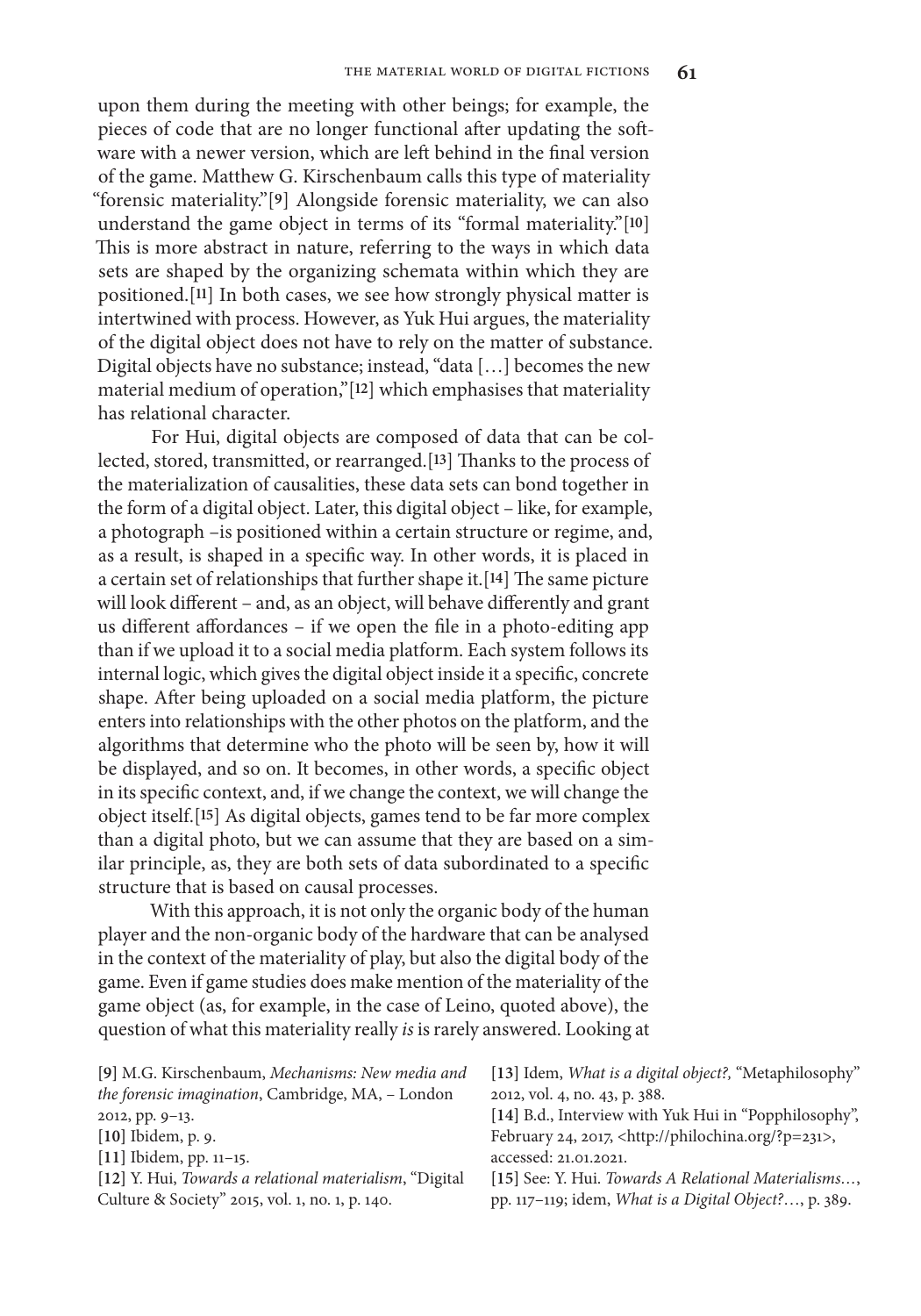upon them during the meeting with other beings; for example, the pieces of code that are no longer functional after updating the software with a newer version, which are left behind in the final version of the game. Matthew G. Kirschenbaum calls this type of materiality "forensic materiality."[9] Alongside forensic materiality, we can also understand the game object in terms of its "formal materiality."[10] This is more abstract in nature, referring to the ways in which data sets are shaped by the organizing schemata within which they are positioned.[11] In both cases, we see how strongly physical matter is intertwined with process. However, as Yuk Hui argues, the materiality of the digital object does not have to rely on the matter of substance. Digital objects have no substance; instead, "data […] becomes the new material medium of operation,"[12] which emphasises that materiality has relational character.

For Hui, digital objects are composed of data that can be collected, stored, transmitted, or rearranged.[13] Thanks to the process of the materialization of causalities, these data sets can bond together in the form of a digital object. Later, this digital object – like, for example, a photograph –is positioned within a certain structure or regime, and, as a result, is shaped in a specific way. In other words, it is placed in a certain set of relationships that further shape it.[14] The same picture will look different – and, as an object, will behave differently and grant us different affordances – if we open the file in a photo-editing app than if we upload it to a social media platform. Each system follows its internal logic, which gives the digital object inside it a specific, concrete shape. After being uploaded on a social media platform, the picture enters into relationships with the other photos on the platform, and the algorithms that determine who the photo will be seen by, how it will be displayed, and so on. It becomes, in other words, a specific object in its specific context, and, if we change the context, we will change the object itself.[15] As digital objects, games tend to be far more complex than a digital photo, but we can assume that they are based on a similar principle, as, they are both sets of data subordinated to a specific structure that is based on causal processes.

With this approach, it is not only the organic body of the human player and the non-organic body of the hardware that can be analysed in the context of the materiality of play, but also the digital body of the game. Even if game studies does make mention of the materiality of the game object (as, for example, in the case of Leino, quoted above), the question of what this materiality really *is* is rarely answered. Looking at

[9] M.G. Kirschenbaum, *Mechanisms: New media and the forensic imagination*, Cambridge, MA, – London 2012, pp. 9–13.

[10] Ibidem, p. 9.

[11] Ibidem, pp. 11–15.

[12] Y. Hui, *Towards a relational materialism*, "Digital Culture & Society" 2015, vol. 1, no. 1, p. 140.

[13] Idem, *What is a digital object?,* "Metaphilosophy" 2012, vol. 4, no. 43, p. 388.

[14] B.d., Interview with Yuk Hui in "Popphilosophy", February 24, 2017, <http://philochina.org/?p=231>, accessed: 21.01.2021.

[15] See: Y. Hui. *Towards A Relational Materialisms…*, pp. 117–119; idem, *What is a Digital Object?…*, p. 389.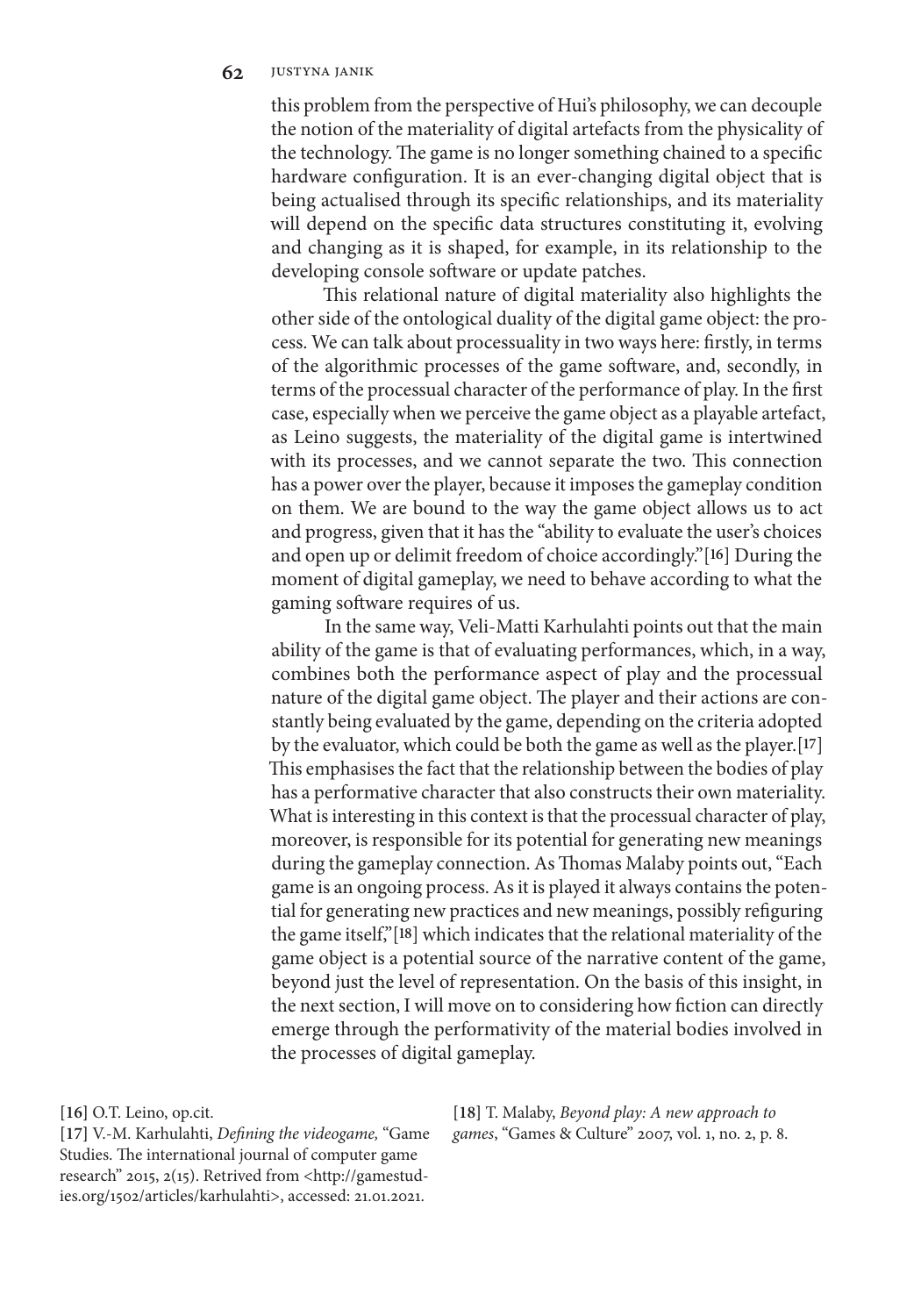this problem from the perspective of Hui's philosophy, we can decouple the notion of the materiality of digital artefacts from the physicality of the technology. The game is no longer something chained to a specific hardware configuration. It is an ever-changing digital object that is being actualised through its specific relationships, and its materiality will depend on the specific data structures constituting it, evolving and changing as it is shaped, for example, in its relationship to the developing console software or update patches.

This relational nature of digital materiality also highlights the other side of the ontological duality of the digital game object: the process. We can talk about processuality in two ways here: firstly, in terms of the algorithmic processes of the game software, and, secondly, in terms of the processual character of the performance of play. In the first case, especially when we perceive the game object as a playable artefact, as Leino suggests, the materiality of the digital game is intertwined with its processes, and we cannot separate the two. This connection has a power over the player, because it imposes the gameplay condition on them. We are bound to the way the game object allows us to act and progress, given that it has the "ability to evaluate the user's choices and open up or delimit freedom of choice accordingly."[16] During the moment of digital gameplay, we need to behave according to what the gaming software requires of us.

In the same way, Veli-Matti Karhulahti points out that the main ability of the game is that of evaluating performances, which, in a way, combines both the performance aspect of play and the processual nature of the digital game object. The player and their actions are constantly being evaluated by the game, depending on the criteria adopted by the evaluator, which could be both the game as well as the player.[17] This emphasises the fact that the relationship between the bodies of play has a performative character that also constructs their own materiality. What is interesting in this context is that the processual character of play, moreover, is responsible for its potential for generating new meanings during the gameplay connection. As Thomas Malaby points out, "Each game is an ongoing process. As it is played it always contains the potential for generating new practices and new meanings, possibly refiguring the game itself,"[18] which indicates that the relational materiality of the game object is a potential source of the narrative content of the game, beyond just the level of representation. On the basis of this insight, in the next section, I will move on to considering how fiction can directly emerge through the performativity of the material bodies involved in the processes of digital gameplay.

[16] O.T. Leino, op.cit.

[17] V.-M. Karhulahti, *Defining the videogame,* "Game Studies. The international journal of computer game research" 2015, 2(15). Retrived from <http://gamestudies.org/1502/articles/karhulahti>, accessed: 21.01.2021.

[18] T. Malaby, *Beyond play: A new approach to games*, "Games & Culture" 2007, vol. 1, no. 2, p. 8.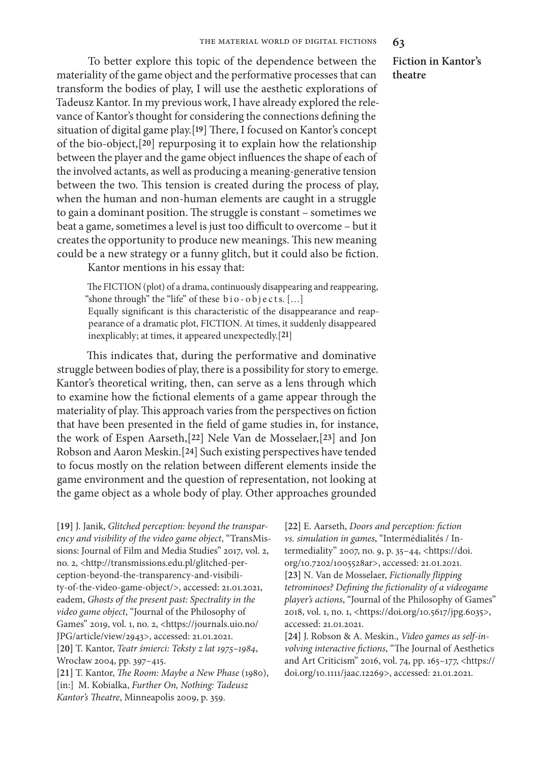## Fiction in Kantor's theatre

To better explore this topic of the dependence between the materiality of the game object and the performative processes that can transform the bodies of play, I will use the aesthetic explorations of Tadeusz Kantor. In my previous work, I have already explored the relevance of Kantor's thought for considering the connections defining the situation of digital game play.[19] There, I focused on Kantor's concept of the bio-object,[20] repurposing it to explain how the relationship between the player and the game object influences the shape of each of the involved actants, as well as producing a meaning-generative tension between the two. This tension is created during the process of play, when the human and non-human elements are caught in a struggle to gain a dominant position. The struggle is constant – sometimes we beat a game, sometimes a level is just too difficult to overcome – but it creates the opportunity to produce new meanings. This new meaning could be a new strategy or a funny glitch, but it could also be fiction.

Kantor mentions in his essay that:

> The FICTION (plot) of a drama, continuously disappearing and reappearing, "shone through" the "life" of these b i o - o b j e c t s. […]
> Equally significant is this characteristic of the disappearance and reappearance of a dramatic plot, FICTION. At times, it suddenly disappeared inexplicably; at times, it appeared unexpectedly.[21]

This indicates that, during the performative and dominative struggle between bodies of play, there is a possibility for story to emerge. Kantor's theoretical writing, then, can serve as a lens through which to examine how the fictional elements of a game appear through the materiality of play. This approach varies from the perspectives on fiction that have been presented in the field of game studies in, for instance, the work of Espen Aarseth,[22] Nele Van de Mosselaer,[23] and Jon Robson and Aaron Meskin.[24] Such existing perspectives have tended to focus mostly on the relation between different elements inside the game environment and the question of representation, not looking at the game object as a whole body of play. Other approaches grounded

[19] J. Janik, *Glitched perception: beyond the transparency and visibility of the video game object*, "TransMissions: Journal of Film and Media Studies" 2017, vol. 2, no. 2, <http://transmissions.edu.pl/glitched-perception-beyond-the-transparency-and-visibility-of-the-video-game-object/>, accessed: 21.01.2021, eadem, *Ghosts of the present past: Spectrality in the video game object*, "Journal of the Philosophy of Games" 2019, vol. 1, no. 2, <https://journals.uio.no/JPG/article/view/2943>, accessed: 21.01.2021.

[20] T. Kantor, *Teatr śmierci: Teksty z lat 1975–1984*, Wrocław 2004, pp. 397–415.

[21] T. Kantor, *The Room: Maybe a New Phase* (1980), [in:] M. Kobialka, *Further On, Nothing: Tadeusz Kantor's Theatre*, Minneapolis 2009, p. 359.

[22] E. Aarseth, *Doors and perception: fiction vs. simulation in games*, "Intermédialités / Intermediality" 2007, no. 9, p. 35–44, <https://doi.org/10.7202/1005528ar>, accessed: 21.01.2021.

[23] N. Van de Mosselaer, *Fictionally flipping tetrominoes? Defining the fictionality of a videogame player's actions*, "Journal of the Philosophy of Games" 2018, vol. 1, no. 1, <https://doi.org/10.5617/jpg.6035>, accessed: 21.01.2021.

[24] J. Robson & A. Meskin., *Video games as self-involving interactive fictions*, "The Journal of Aesthetics and Art Criticism" 2016, vol. 74, pp. 165–177, <https://doi.org/10.1111/jaac.12269>, accessed: 21.01.2021.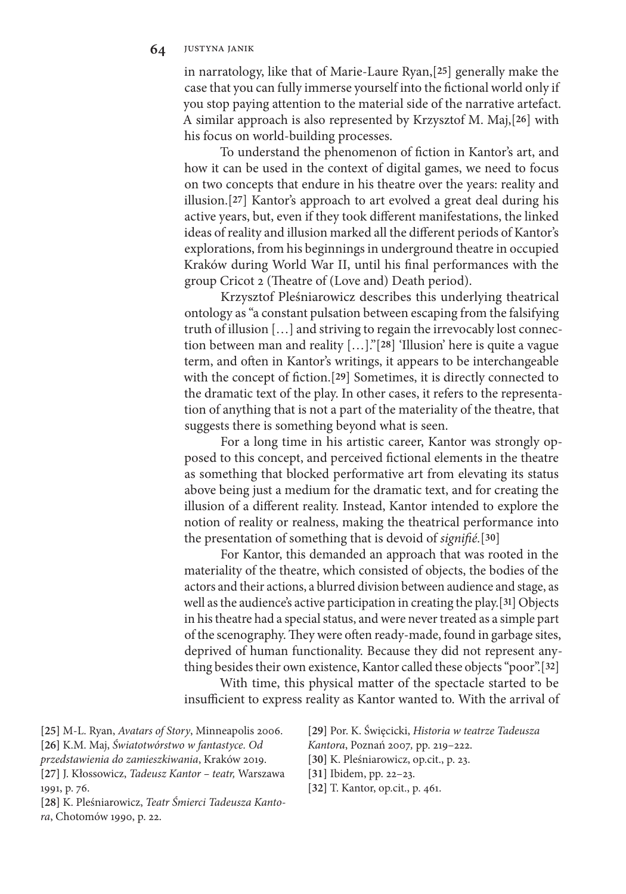in narratology, like that of Marie-Laure Ryan,[25] generally make the case that you can fully immerse yourself into the fictional world only if you stop paying attention to the material side of the narrative artefact. A similar approach is also represented by Krzysztof M. Maj,[26] with his focus on world-building processes.

To understand the phenomenon of fiction in Kantor's art, and how it can be used in the context of digital games, we need to focus on two concepts that endure in his theatre over the years: reality and illusion.[27] Kantor's approach to art evolved a great deal during his active years, but, even if they took different manifestations, the linked ideas of reality and illusion marked all the different periods of Kantor's explorations, from his beginnings in underground theatre in occupied Kraków during World War II, until his final performances with the group Cricot 2 (Theatre of (Love and) Death period).

Krzysztof Pleśniarowicz describes this underlying theatrical ontology as "a constant pulsation between escaping from the falsifying truth of illusion […] and striving to regain the irrevocably lost connection between man and reality […]."[28] 'Illusion' here is quite a vague term, and often in Kantor's writings, it appears to be interchangeable with the concept of fiction.[29] Sometimes, it is directly connected to the dramatic text of the play. In other cases, it refers to the representation of anything that is not a part of the materiality of the theatre, that suggests there is something beyond what is seen.

For a long time in his artistic career, Kantor was strongly opposed to this concept, and perceived fictional elements in the theatre as something that blocked performative art from elevating its status above being just a medium for the dramatic text, and for creating the illusion of a different reality. Instead, Kantor intended to explore the notion of reality or realness, making the theatrical performance into the presentation of something that is devoid of *signifié.*[30]

For Kantor, this demanded an approach that was rooted in the materiality of the theatre, which consisted of objects, the bodies of the actors and their actions, a blurred division between audience and stage, as well as the audience's active participation in creating the play.[31] Objects in his theatre had a special status, and were never treated as a simple part of the scenography. They were often ready-made, found in garbage sites, deprived of human functionality. Because they did not represent anything besides their own existence, Kantor called these objects "poor".[32]

With time, this physical matter of the spectacle started to be insufficient to express reality as Kantor wanted to. With the arrival of

[25] M-L. Ryan, *Avatars of Story*, Minneapolis 2006.

[26] K.M. Maj, *Światotwórstwo w fantastyce. Od przedstawienia do zamieszkiwania*, Kraków 2019.

[27] J. Kłossowicz, *Tadeusz Kantor – teatr,* Warszawa 1991, p. 76.

[28] K. Pleśniarowicz, *Teatr Śmierci Tadeusza Kantora*, Chotomów 1990, p. 22.

[29] Por. K. Święcicki, *Historia w teatrze Tadeusza Kantora*, Poznań 2007, pp. 219–222.

[30] K. Pleśniarowicz, op.cit., p. 23.

[31] Ibidem, pp. 22–23.

[32] T. Kantor, op.cit., p. 461.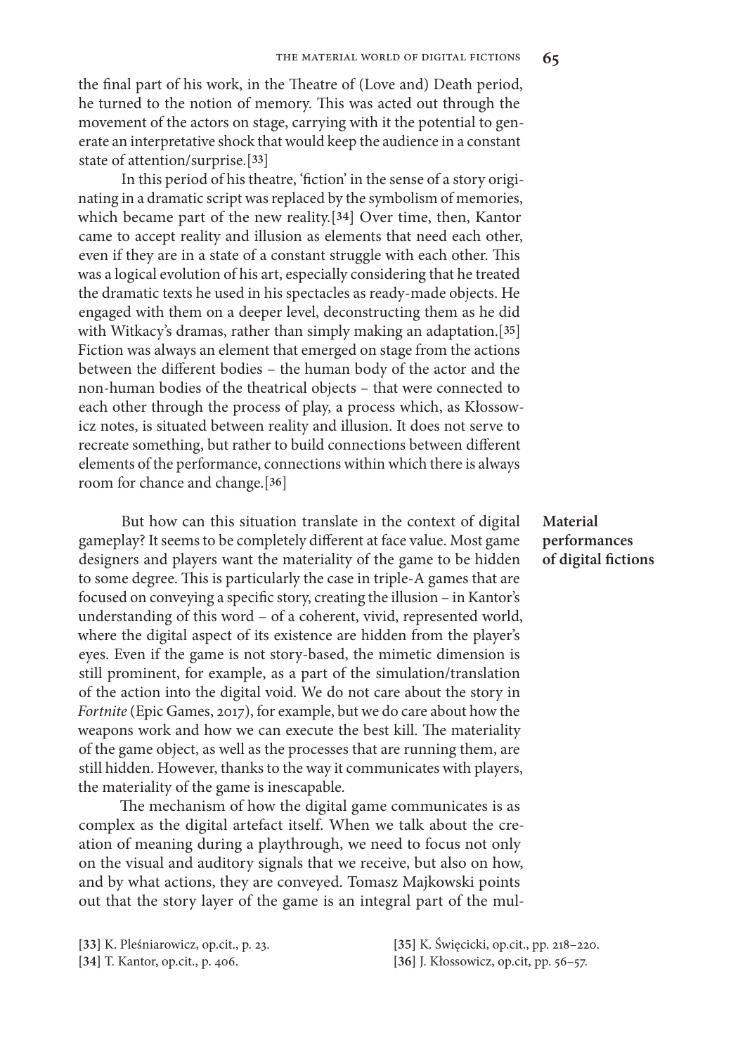the final part of his work, in the Theatre of (Love and) Death period, he turned to the notion of memory. This was acted out through the movement of the actors on stage, carrying with it the potential to generate an interpretative shock that would keep the audience in a constant state of attention/surprise.[33]

In this period of his theatre, 'fiction' in the sense of a story originating in a dramatic script was replaced by the symbolism of memories, which became part of the new reality.[34] Over time, then, Kantor came to accept reality and illusion as elements that need each other, even if they are in a state of a constant struggle with each other. This was a logical evolution of his art, especially considering that he treated the dramatic texts he used in his spectacles as ready-made objects. He engaged with them on a deeper level, deconstructing them as he did with Witkacy's dramas, rather than simply making an adaptation.[35] Fiction was always an element that emerged on stage from the actions between the different bodies – the human body of the actor and the non-human bodies of the theatrical objects – that were connected to each other through the process of play, a process which, as Kłossowicz notes, is situated between reality and illusion. It does not serve to recreate something, but rather to build connections between different elements of the performance, connections within which there is always room for chance and change.[36]

## Material performances of digital fictions

But how can this situation translate in the context of digital gameplay? It seems to be completely different at face value. Most game designers and players want the materiality of the game to be hidden to some degree. This is particularly the case in triple-A games that are focused on conveying a specific story, creating the illusion – in Kantor's understanding of this word – of a coherent, vivid, represented world, where the digital aspect of its existence are hidden from the player's eyes. Even if the game is not story-based, the mimetic dimension is still prominent, for example, as a part of the simulation/translation of the action into the digital void. We do not care about the story in *Fortnite* (Epic Games, 2017), for example, but we do care about how the weapons work and how we can execute the best kill. The materiality of the game object, as well as the processes that are running them, are still hidden. However, thanks to the way it communicates with players, the materiality of the game is inescapable.

The mechanism of how the digital game communicates is as complex as the digital artefact itself. When we talk about the creation of meaning during a playthrough, we need to focus not only on the visual and auditory signals that we receive, but also on how, and by what actions, they are conveyed. Tomasz Majkowski points out that the story layer of the game is an integral part of the mul-

[33] K. Pleśniarowicz, op.cit., p. 23.
[34] T. Kantor, op.cit., p. 406.
[35] K. Święcicki, op.cit., pp. 218–220.
[36] J. Kłossowicz, op.cit, pp. 56–57.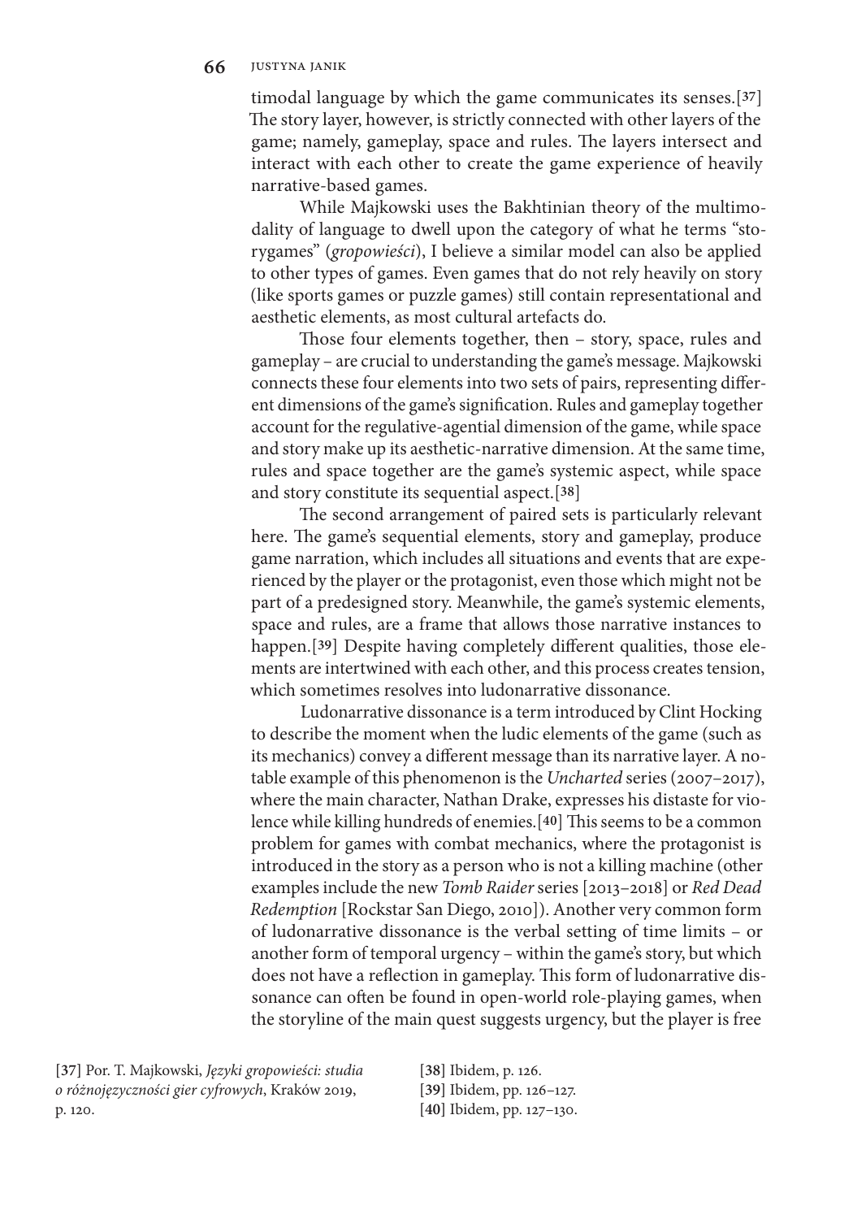timodal language by which the game communicates its senses.[37] The story layer, however, is strictly connected with other layers of the game; namely, gameplay, space and rules. The layers intersect and interact with each other to create the game experience of heavily narrative-based games.

While Majkowski uses the Bakhtinian theory of the multimodality of language to dwell upon the category of what he terms "storygames" (*gropowieści*), I believe a similar model can also be applied to other types of games. Even games that do not rely heavily on story (like sports games or puzzle games) still contain representational and aesthetic elements, as most cultural artefacts do.

Those four elements together, then – story, space, rules and gameplay – are crucial to understanding the game's message. Majkowski connects these four elements into two sets of pairs, representing different dimensions of the game's signification. Rules and gameplay together account for the regulative-agential dimension of the game, while space and story make up its aesthetic-narrative dimension. At the same time, rules and space together are the game's systemic aspect, while space and story constitute its sequential aspect.[38]

The second arrangement of paired sets is particularly relevant here. The game's sequential elements, story and gameplay, produce game narration, which includes all situations and events that are experienced by the player or the protagonist, even those which might not be part of a predesigned story. Meanwhile, the game's systemic elements, space and rules, are a frame that allows those narrative instances to happen.[39] Despite having completely different qualities, those elements are intertwined with each other, and this process creates tension, which sometimes resolves into ludonarrative dissonance.

Ludonarrative dissonance is a term introduced by Clint Hocking to describe the moment when the ludic elements of the game (such as its mechanics) convey a different message than its narrative layer. A notable example of this phenomenon is the *Uncharted* series (2007–2017), where the main character, Nathan Drake, expresses his distaste for violence while killing hundreds of enemies.[40] This seems to be a common problem for games with combat mechanics, where the protagonist is introduced in the story as a person who is not a killing machine (other examples include the new *Tomb Raider* series [2013–2018] or *Red Dead Redemption* [Rockstar San Diego, 2010]). Another very common form of ludonarrative dissonance is the verbal setting of time limits – or another form of temporal urgency – within the game's story, but which does not have a reflection in gameplay. This form of ludonarrative dissonance can often be found in open-world role-playing games, when the storyline of the main quest suggests urgency, but the player is free

[37] Por. T. Majkowski, *Języki gropowieści: studia o różnojęzyczności gier cyfrowych*, Kraków 2019, p. 120.

[38] Ibidem, p. 126.

[39] Ibidem, pp. 126–127.

[40] Ibidem, pp. 127–130.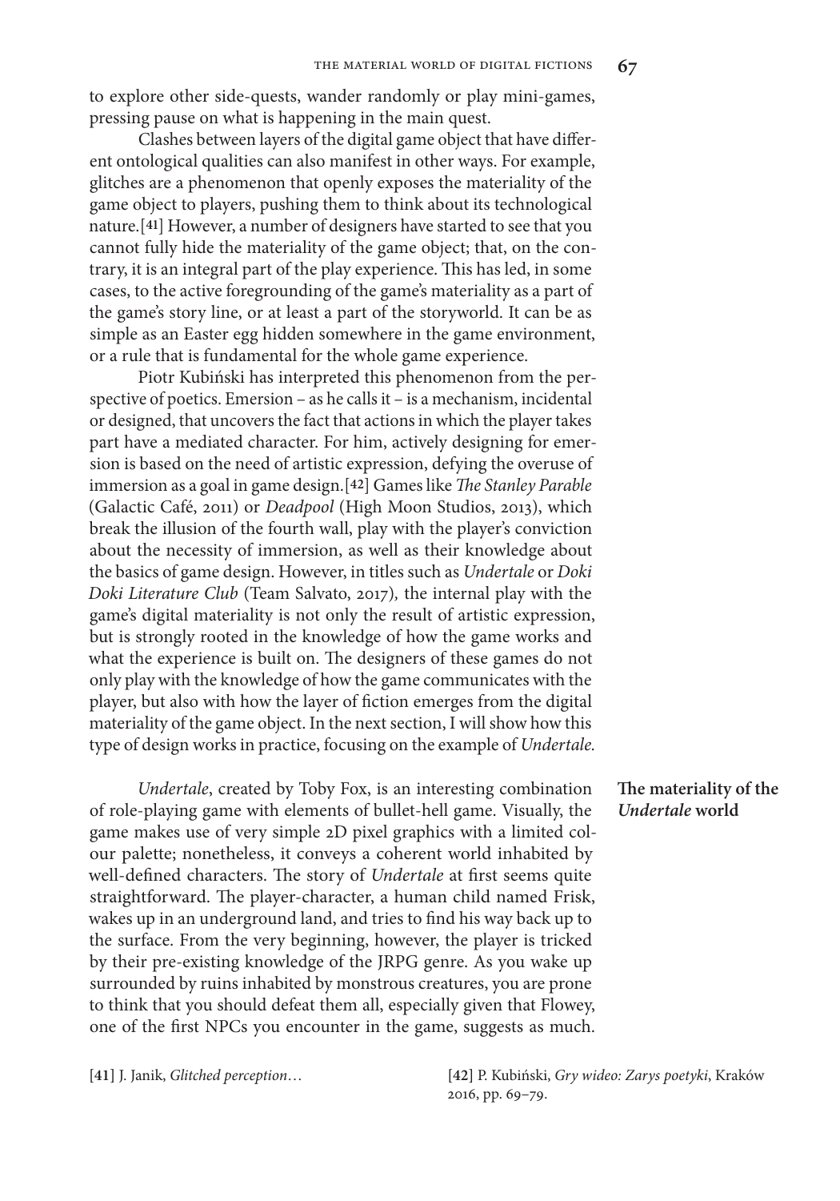to explore other side-quests, wander randomly or play mini-games, pressing pause on what is happening in the main quest.

Clashes between layers of the digital game object that have different ontological qualities can also manifest in other ways. For example, glitches are a phenomenon that openly exposes the materiality of the game object to players, pushing them to think about its technological nature.[41] However, a number of designers have started to see that you cannot fully hide the materiality of the game object; that, on the contrary, it is an integral part of the play experience. This has led, in some cases, to the active foregrounding of the game's materiality as a part of the game's story line, or at least a part of the storyworld. It can be as simple as an Easter egg hidden somewhere in the game environment, or a rule that is fundamental for the whole game experience.

Piotr Kubiński has interpreted this phenomenon from the perspective of poetics. Emersion – as he calls it – is a mechanism, incidental or designed, that uncovers the fact that actions in which the player takes part have a mediated character. For him, actively designing for emersion is based on the need of artistic expression, defying the overuse of immersion as a goal in game design.[42] Games like *The Stanley Parable* (Galactic Café, 2011) or *Deadpool* (High Moon Studios, 2013), which break the illusion of the fourth wall, play with the player's conviction about the necessity of immersion, as well as their knowledge about the basics of game design. However, in titles such as *Undertale* or *Doki Doki Literature Club* (Team Salvato, 2017), the internal play with the game's digital materiality is not only the result of artistic expression, but is strongly rooted in the knowledge of how the game works and what the experience is built on. The designers of these games do not only play with the knowledge of how the game communicates with the player, but also with how the layer of fiction emerges from the digital materiality of the game object. In the next section, I will show how this type of design works in practice, focusing on the example of *Undertale.*

## The materiality of the *Undertale* world

*Undertale*, created by Toby Fox, is an interesting combination of role-playing game with elements of bullet-hell game. Visually, the game makes use of very simple 2D pixel graphics with a limited colour palette; nonetheless, it conveys a coherent world inhabited by well-defined characters. The story of *Undertale* at first seems quite straightforward. The player-character, a human child named Frisk, wakes up in an underground land, and tries to find his way back up to the surface. From the very beginning, however, the player is tricked by their pre-existing knowledge of the JRPG genre. As you wake up surrounded by ruins inhabited by monstrous creatures, you are prone to think that you should defeat them all, especially given that Flowey, one of the first NPCs you encounter in the game, suggests as much.

[41] J. Janik, *Glitched perception*…

[42] P. Kubiński, *Gry wideo: Zarys poetyki*, Kraków 2016, pp. 69–79.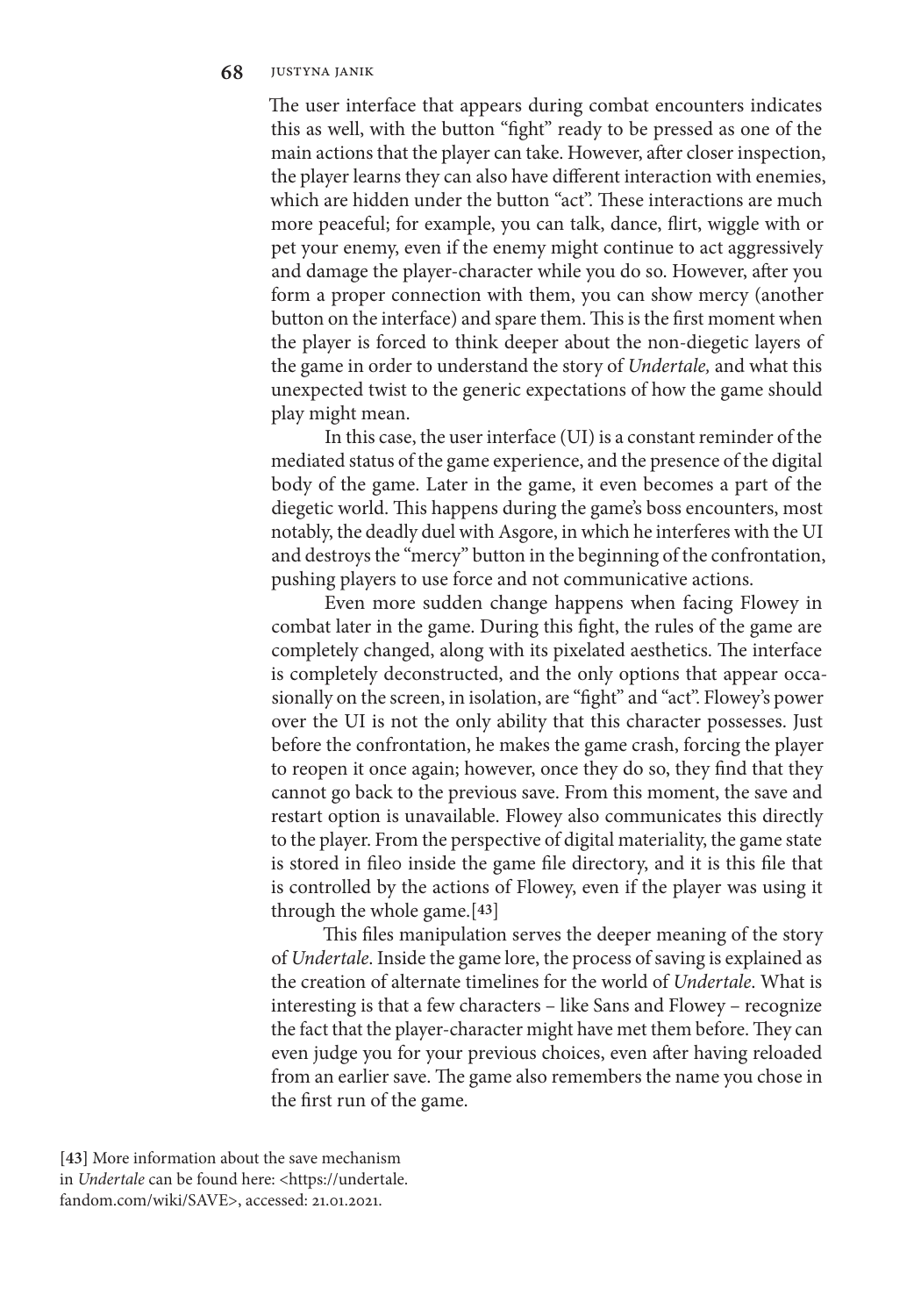The user interface that appears during combat encounters indicates this as well, with the button "fight" ready to be pressed as one of the main actions that the player can take. However, after closer inspection, the player learns they can also have different interaction with enemies, which are hidden under the button "act". These interactions are much more peaceful; for example, you can talk, dance, flirt, wiggle with or pet your enemy, even if the enemy might continue to act aggressively and damage the player-character while you do so. However, after you form a proper connection with them, you can show mercy (another button on the interface) and spare them. This is the first moment when the player is forced to think deeper about the non-diegetic layers of the game in order to understand the story of *Undertale,* and what this unexpected twist to the generic expectations of how the game should play might mean.

In this case, the user interface (UI) is a constant reminder of the mediated status of the game experience, and the presence of the digital body of the game. Later in the game, it even becomes a part of the diegetic world. This happens during the game's boss encounters, most notably, the deadly duel with Asgore, in which he interferes with the UI and destroys the "mercy" button in the beginning of the confrontation, pushing players to use force and not communicative actions.

Even more sudden change happens when facing Flowey in combat later in the game. During this fight, the rules of the game are completely changed, along with its pixelated aesthetics. The interface is completely deconstructed, and the only options that appear occasionally on the screen, in isolation, are "fight" and "act". Flowey's power over the UI is not the only ability that this character possesses. Just before the confrontation, he makes the game crash, forcing the player to reopen it once again; however, once they do so, they find that they cannot go back to the previous save. From this moment, the save and restart option is unavailable. Flowey also communicates this directly to the player. From the perspective of digital materiality, the game state is stored in fileo inside the game file directory, and it is this file that is controlled by the actions of Flowey, even if the player was using it through the whole game.[43]

This files manipulation serves the deeper meaning of the story of *Undertale*. Inside the game lore, the process of saving is explained as the creation of alternate timelines for the world of *Undertale*. What is interesting is that a few characters – like Sans and Flowey – recognize the fact that the player-character might have met them before. They can even judge you for your previous choices, even after having reloaded from an earlier save. The game also remembers the name you chose in the first run of the game.

[43] More information about the save mechanism in *Undertale* can be found here: <https://undertale.fandom.com/wiki/SAVE>, accessed: 21.01.2021.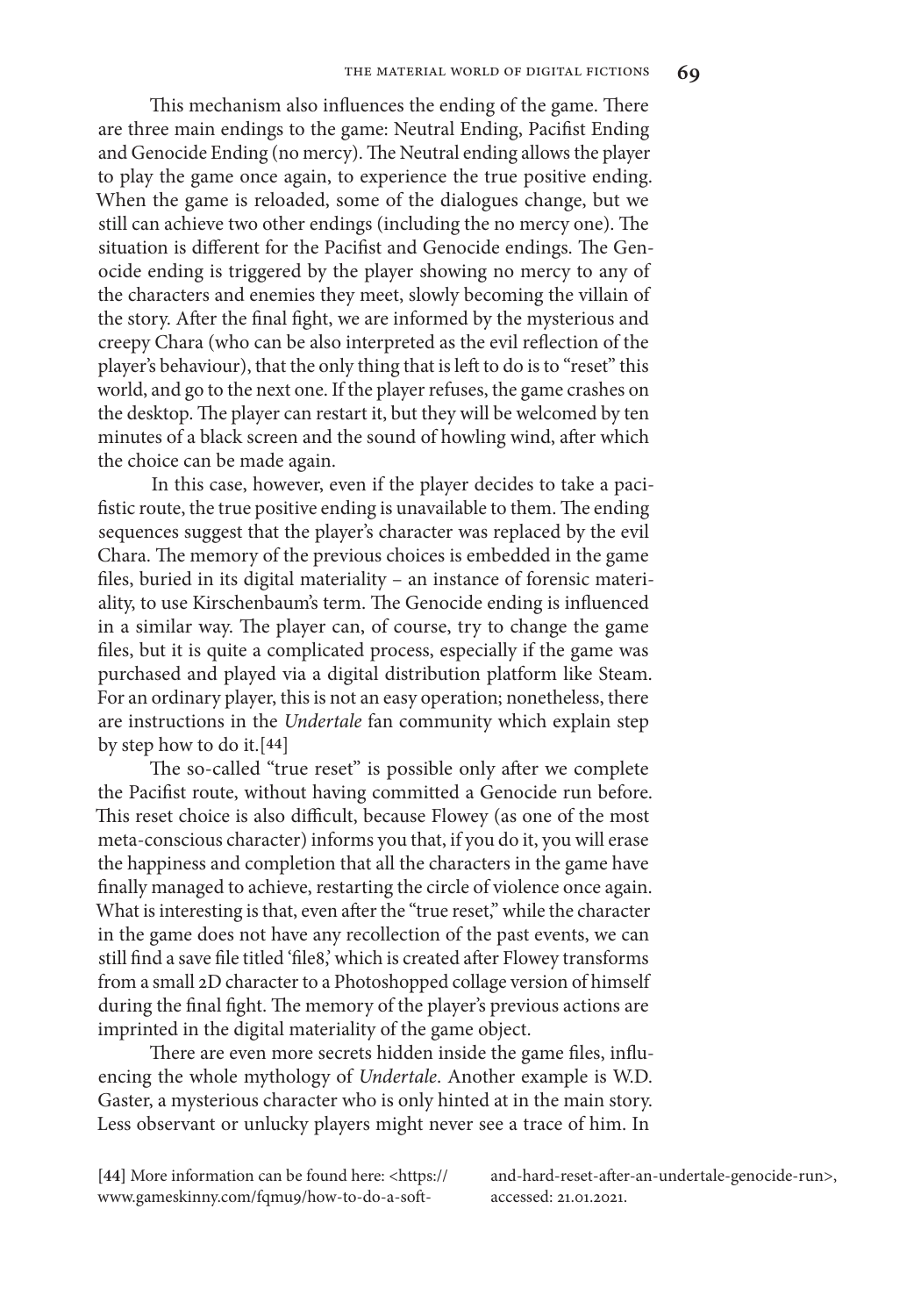This mechanism also influences the ending of the game. There are three main endings to the game: Neutral Ending, Pacifist Ending and Genocide Ending (no mercy). The Neutral ending allows the player to play the game once again, to experience the true positive ending. When the game is reloaded, some of the dialogues change, but we still can achieve two other endings (including the no mercy one). The situation is different for the Pacifist and Genocide endings. The Genocide ending is triggered by the player showing no mercy to any of the characters and enemies they meet, slowly becoming the villain of the story. After the final fight, we are informed by the mysterious and creepy Chara (who can be also interpreted as the evil reflection of the player's behaviour), that the only thing that is left to do is to "reset" this world, and go to the next one. If the player refuses, the game crashes on the desktop. The player can restart it, but they will be welcomed by ten minutes of a black screen and the sound of howling wind, after which the choice can be made again.

In this case, however, even if the player decides to take a pacifistic route, the true positive ending is unavailable to them. The ending sequences suggest that the player's character was replaced by the evil Chara. The memory of the previous choices is embedded in the game files, buried in its digital materiality – an instance of forensic materiality, to use Kirschenbaum's term. The Genocide ending is influenced in a similar way. The player can, of course, try to change the game files, but it is quite a complicated process, especially if the game was purchased and played via a digital distribution platform like Steam. For an ordinary player, this is not an easy operation; nonetheless, there are instructions in the *Undertale* fan community which explain step by step how to do it.[44]

The so-called "true reset" is possible only after we complete the Pacifist route, without having committed a Genocide run before. This reset choice is also difficult, because Flowey (as one of the most meta-conscious character) informs you that, if you do it, you will erase the happiness and completion that all the characters in the game have finally managed to achieve, restarting the circle of violence once again. What is interesting is that, even after the "true reset," while the character in the game does not have any recollection of the past events, we can still find a save file titled 'file8,' which is created after Flowey transforms from a small 2D character to a Photoshopped collage version of himself during the final fight. The memory of the player's previous actions are imprinted in the digital materiality of the game object.

There are even more secrets hidden inside the game files, influencing the whole mythology of *Undertale*. Another example is W.D. Gaster, a mysterious character who is only hinted at in the main story. Less observant or unlucky players might never see a trace of him. In

[44] More information can be found here: <https://www.gameskinny.com/fqmu9/how-to-do-a-soft-and-hard-reset-after-an-undertale-genocide-run>, accessed: 21.01.2021.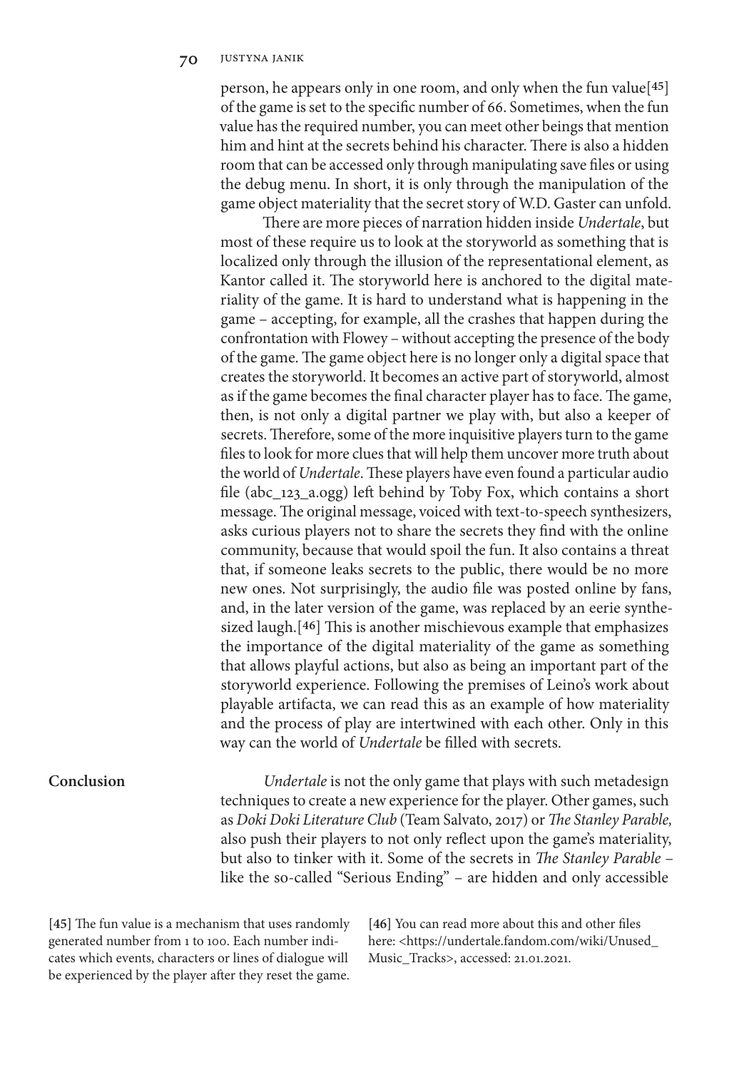person, he appears only in one room, and only when the fun value[45] of the game is set to the specific number of 66. Sometimes, when the fun value has the required number, you can meet other beings that mention him and hint at the secrets behind his character. There is also a hidden room that can be accessed only through manipulating save files or using the debug menu. In short, it is only through the manipulation of the game object materiality that the secret story of W.D. Gaster can unfold.

There are more pieces of narration hidden inside *Undertale*, but most of these require us to look at the storyworld as something that is localized only through the illusion of the representational element, as Kantor called it. The storyworld here is anchored to the digital materiality of the game. It is hard to understand what is happening in the game – accepting, for example, all the crashes that happen during the confrontation with Flowey – without accepting the presence of the body of the game. The game object here is no longer only a digital space that creates the storyworld. It becomes an active part of storyworld, almost as if the game becomes the final character player has to face. The game, then, is not only a digital partner we play with, but also a keeper of secrets. Therefore, some of the more inquisitive players turn to the game files to look for more clues that will help them uncover more truth about the world of *Undertale*. These players have even found a particular audio file (abc_123_a.ogg) left behind by Toby Fox, which contains a short message. The original message, voiced with text-to-speech synthesizers, asks curious players not to share the secrets they find with the online community, because that would spoil the fun. It also contains a threat that, if someone leaks secrets to the public, there would be no more new ones. Not surprisingly, the audio file was posted online by fans, and, in the later version of the game, was replaced by an eerie synthesized laugh.[46] This is another mischievous example that emphasizes the importance of the digital materiality of the game as something that allows playful actions, but also as being an important part of the storyworld experience. Following the premises of Leino's work about playable artifacta, we can read this as an example of how materiality and the process of play are intertwined with each other. Only in this way can the world of *Undertale* be filled with secrets.

## Conclusion

*Undertale* is not the only game that plays with such metadesign techniques to create a new experience for the player. Other games, such as *Doki Doki Literature Club* (Team Salvato, 2017) or *The Stanley Parable,* also push their players to not only reflect upon the game's materiality, but also to tinker with it. Some of the secrets in *The Stanley Parable* – like the so-called "Serious Ending" – are hidden and only accessible

[45] The fun value is a mechanism that uses randomly generated number from 1 to 100. Each number indicates which events, characters or lines of dialogue will be experienced by the player after they reset the game.

[46] You can read more about this and other files here: <https://undertale.fandom.com/wiki/Unused_Music_Tracks>, accessed: 21.01.2021.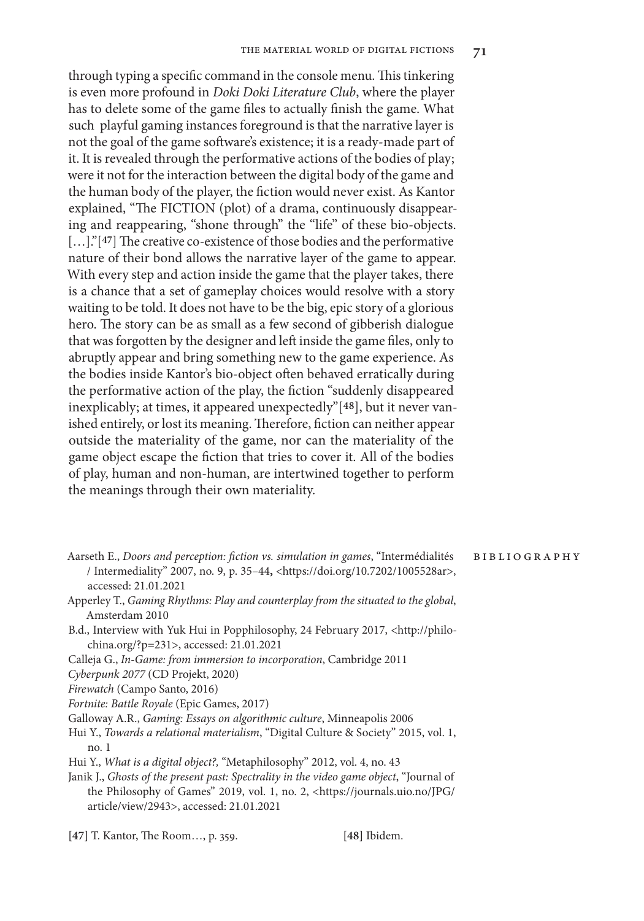through typing a specific command in the console menu. This tinkering is even more profound in *Doki Doki Literature Club*, where the player has to delete some of the game files to actually finish the game. What such playful gaming instances foreground is that the narrative layer is not the goal of the game software's existence; it is a ready-made part of it. It is revealed through the performative actions of the bodies of play; were it not for the interaction between the digital body of the game and the human body of the player, the fiction would never exist. As Kantor explained, "The FICTION (plot) of a drama, continuously disappearing and reappearing, "shone through" the "life" of these bio-objects. […]."[47] The creative co-existence of those bodies and the performative nature of their bond allows the narrative layer of the game to appear. With every step and action inside the game that the player takes, there is a chance that a set of gameplay choices would resolve with a story waiting to be told. It does not have to be the big, epic story of a glorious hero. The story can be as small as a few second of gibberish dialogue that was forgotten by the designer and left inside the game files, only to abruptly appear and bring something new to the game experience. As the bodies inside Kantor's bio-object often behaved erratically during the performative action of the play, the fiction "suddenly disappeared inexplicably; at times, it appeared unexpectedly"[48], but it never vanished entirely, or lost its meaning. Therefore, fiction can neither appear outside the materiality of the game, nor can the materiality of the game object escape the fiction that tries to cover it. All of the bodies of play, human and non-human, are intertwined together to perform the meanings through their own materiality.

## Bibliography

Aarseth E., *Doors and perception: fiction vs. simulation in games*, "Intermédialités / Intermediality" 2007, no. 9, p. 35–44, <https://doi.org/10.7202/1005528ar>, accessed: 21.01.2021

Apperley T., *Gaming Rhythms: Play and counterplay from the situated to the global*, Amsterdam 2010

B.d., Interview with Yuk Hui in Popphilosophy, 24 February 2017, <http://philochina.org/?p=231>, accessed: 21.01.2021

Calleja G., *In-Game: from immersion to incorporation*, Cambridge 2011

*Cyberpunk 2077* (CD Projekt, 2020)

*Firewatch* (Campo Santo, 2016)

*Fortnite: Battle Royale* (Epic Games, 2017)

Galloway A.R., *Gaming: Essays on algorithmic culture*, Minneapolis 2006

Hui Y., *Towards a relational materialism*, "Digital Culture & Society" 2015, vol. 1, no. 1

Hui Y., *What is a digital object?,* "Metaphilosophy" 2012, vol. 4, no. 43

Janik J., *Ghosts of the present past: Spectrality in the video game object*, "Journal of the Philosophy of Games" 2019, vol. 1, no. 2, <https://journals.uio.no/JPG/article/view/2943>, accessed: 21.01.2021

[47] T. Kantor, The Room…, p. 359.

[48] Ibidem.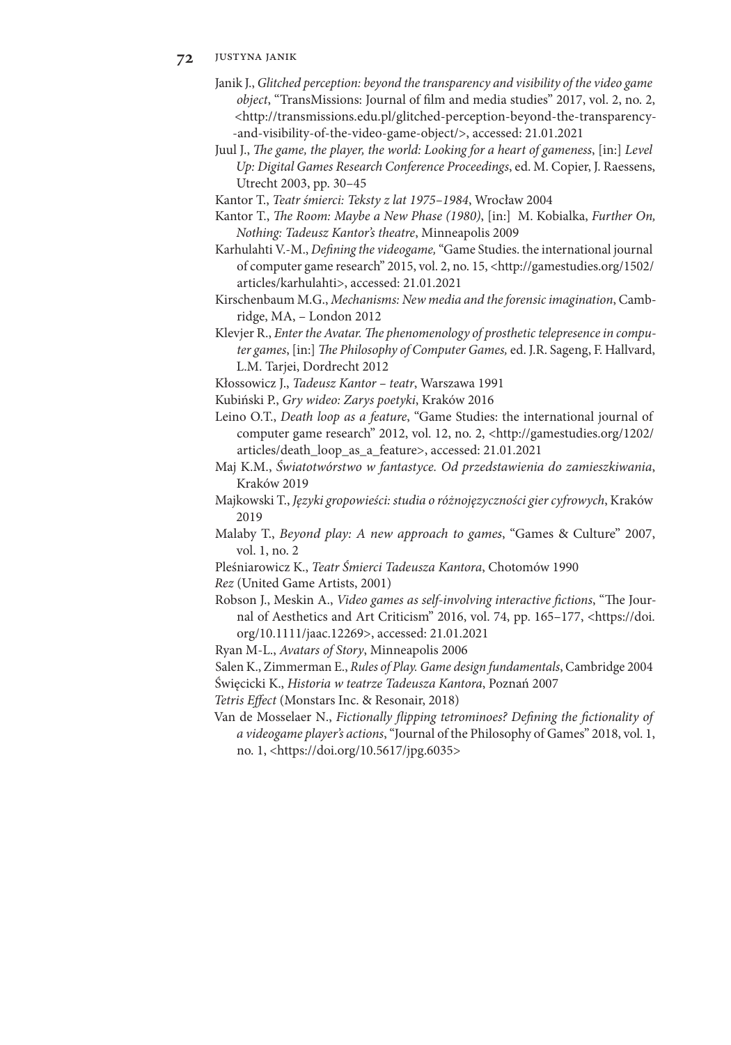Janik J., *Glitched perception: beyond the transparency and visibility of the video game object*, "TransMissions: Journal of film and media studies" 2017, vol. 2, no. 2, <http://transmissions.edu.pl/glitched-perception-beyond-the-transparency--and-visibility-of-the-video-game-object/>, accessed: 21.01.2021

Juul J., *The game, the player, the world: Looking for a heart of gameness*, [in:] *Level Up: Digital Games Research Conference Proceedings*, ed. M. Copier, J. Raessens, Utrecht 2003, pp. 30–45

Kantor T., *Teatr śmierci: Teksty z lat 1975–1984*, Wrocław 2004

Kantor T., *The Room: Maybe a New Phase (1980)*, [in:] M. Kobialka, *Further On, Nothing: Tadeusz Kantor's theatre*, Minneapolis 2009

Karhulahti V.-M., *Defining the videogame,* "Game Studies. the international journal of computer game research" 2015, vol. 2, no. 15, <http://gamestudies.org/1502/articles/karhulahti>, accessed: 21.01.2021

Kirschenbaum M.G., *Mechanisms: New media and the forensic imagination*, Cambridge, MA, – London 2012

Klevjer R., *Enter the Avatar. The phenomenology of prosthetic telepresence in computer games*, [in:] *The Philosophy of Computer Games,* ed. J.R. Sageng, F. Hallvard, L.M. Tarjei, Dordrecht 2012

Kłossowicz J., *Tadeusz Kantor – teatr*, Warszawa 1991

Kubiński P., *Gry wideo: Zarys poetyki*, Kraków 2016

Leino O.T., *Death loop as a feature*, "Game Studies: the international journal of computer game research" 2012, vol. 12, no. 2, <http://gamestudies.org/1202/articles/death_loop_as_a_feature>, accessed: 21.01.2021

Maj K.M., *Światotwórstwo w fantastyce. Od przedstawienia do zamieszkiwania*, Kraków 2019

Majkowski T., *Języki gropowieści: studia o różnojęzyczności gier cyfrowych*, Kraków 2019

Malaby T., *Beyond play: A new approach to games*, "Games & Culture" 2007, vol. 1, no. 2

Pleśniarowicz K., *Teatr Śmierci Tadeusza Kantora*, Chotomów 1990

*Rez* (United Game Artists, 2001)

Robson J., Meskin A., *Video games as self-involving interactive fictions*, "The Journal of Aesthetics and Art Criticism" 2016, vol. 74, pp. 165–177, <https://doi.org/10.1111/jaac.12269>, accessed: 21.01.2021

Ryan M-L., *Avatars of Story*, Minneapolis 2006

Salen K., Zimmerman E., *Rules of Play. Game design fundamentals*, Cambridge 2004

Święcicki K., *Historia w teatrze Tadeusza Kantora*, Poznań 2007

*Tetris Effect* (Monstars Inc. & Resonair, 2018)

Van de Mosselaer N., *Fictionally flipping tetrominoes? Defining the fictionality of a videogame player's actions*, "Journal of the Philosophy of Games" 2018, vol. 1, no. 1, <https://doi.org/10.5617/jpg.6035>